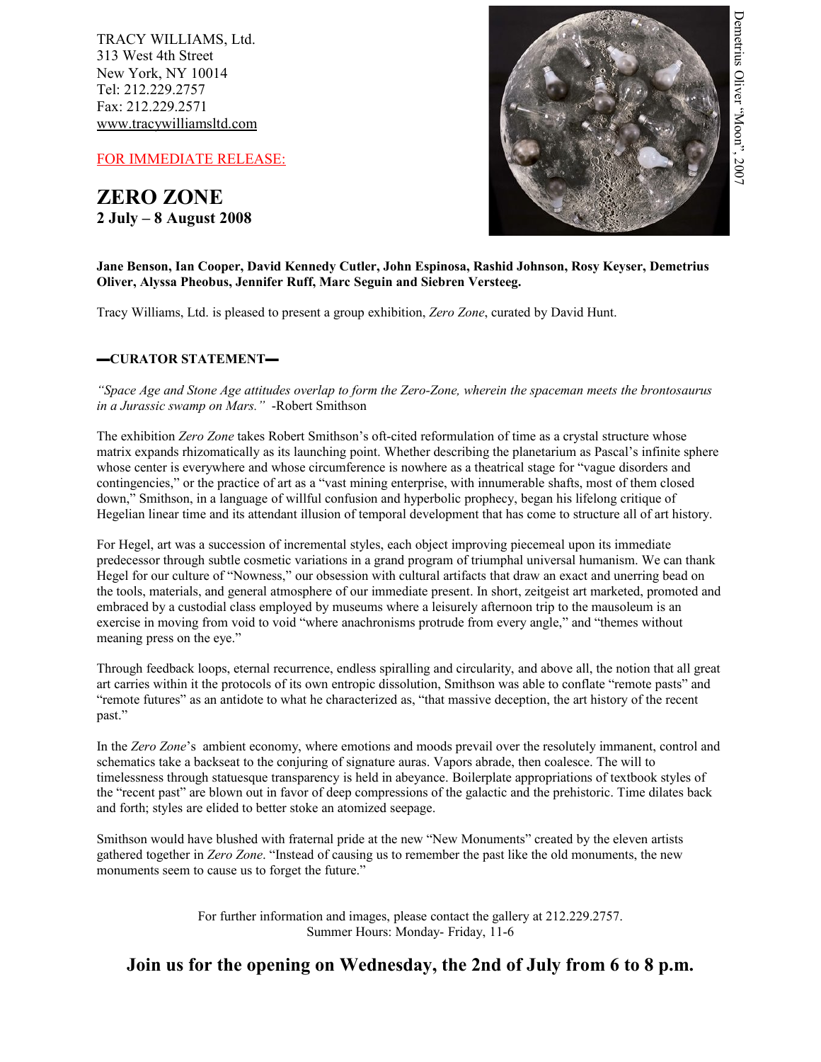TRACY WILLIAMS, Ltd.
313 West 4th Street
New York, NY 10014
Tel: 212.229.2757
Fax: 212.229.2571
www.tracywilliamsltd.com

FOR IMMEDIATE RELEASE:

# ZERO ZONE

**2 July – 8 August 2008**

Demetrius Oliver "Moon", 2007

**Jane Benson, Ian Cooper, David Kennedy Cutler, John Espinosa, Rashid Johnson, Rosy Keyser, Demetrius Oliver, Alyssa Pheobus, Jennifer Ruff, Marc Seguin and Siebren Versteeg.**

Tracy Williams, Ltd. is pleased to present a group exhibition, *Zero Zone*, curated by David Hunt.

## —CURATOR STATEMENT—

*"Space Age and Stone Age attitudes overlap to form the Zero-Zone, wherein the spaceman meets the brontosaurus in a Jurassic swamp on Mars."* -Robert Smithson

The exhibition *Zero Zone* takes Robert Smithson's oft-cited reformulation of time as a crystal structure whose matrix expands rhizomatically as its launching point. Whether describing the planetarium as Pascal's infinite sphere whose center is everywhere and whose circumference is nowhere as a theatrical stage for "vague disorders and contingencies," or the practice of art as a "vast mining enterprise, with innumerable shafts, most of them closed down," Smithson, in a language of willful confusion and hyperbolic prophecy, began his lifelong critique of Hegelian linear time and its attendant illusion of temporal development that has come to structure all of art history.

For Hegel, art was a succession of incremental styles, each object improving piecemeal upon its immediate predecessor through subtle cosmetic variations in a grand program of triumphal universal humanism. We can thank Hegel for our culture of "Nowness," our obsession with cultural artifacts that draw an exact and unerring bead on the tools, materials, and general atmosphere of our immediate present. In short, zeitgeist art marketed, promoted and embraced by a custodial class employed by museums where a leisurely afternoon trip to the mausoleum is an exercise in moving from void to void "where anachronisms protrude from every angle," and "themes without meaning press on the eye."

Through feedback loops, eternal recurrence, endless spiralling and circularity, and above all, the notion that all great art carries within it the protocols of its own entropic dissolution, Smithson was able to conflate "remote pasts" and "remote futures" as an antidote to what he characterized as, "that massive deception, the art history of the recent past."

In the *Zero Zone*'s ambient economy, where emotions and moods prevail over the resolutely immanent, control and schematics take a backseat to the conjuring of signature auras. Vapors abrade, then coalesce. The will to timelessness through statuesque transparency is held in abeyance. Boilerplate appropriations of textbook styles of the "recent past" are blown out in favor of deep compressions of the galactic and the prehistoric. Time dilates back and forth; styles are elided to better stoke an atomized seepage.

Smithson would have blushed with fraternal pride at the new "New Monuments" created by the eleven artists gathered together in *Zero Zone*. "Instead of causing us to remember the past like the old monuments, the new monuments seem to cause us to forget the future."

For further information and images, please contact the gallery at 212.229.2757.
Summer Hours: Monday- Friday, 11-6

**Join us for the opening on Wednesday, the 2nd of July from 6 to 8 p.m.**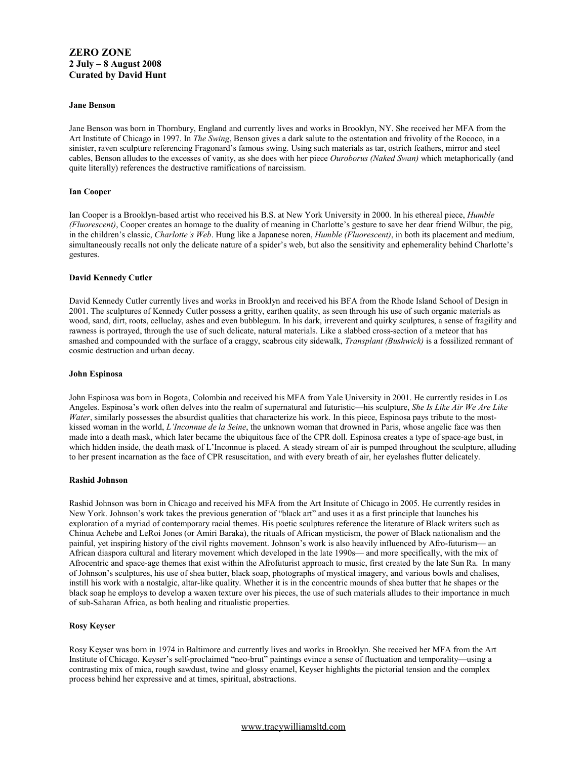**ZERO ZONE**
**2 July – 8 August 2008**
**Curated by David Hunt**

**Jane Benson**

Jane Benson was born in Thornbury, England and currently lives and works in Brooklyn, NY. She received her MFA from the Art Institute of Chicago in 1997. In *The Swing*, Benson gives a dark salute to the ostentation and frivolity of the Rococo, in a sinister, raven sculpture referencing Fragonard's famous swing. Using such materials as tar, ostrich feathers, mirror and steel cables, Benson alludes to the excesses of vanity, as she does with her piece *Ouroborus (Naked Swan)* which metaphorically (and quite literally) references the destructive ramifications of narcissism.

**Ian Cooper**

Ian Cooper is a Brooklyn-based artist who received his B.S. at New York University in 2000. In his ethereal piece, *Humble (Fluorescent)*, Cooper creates an homage to the duality of meaning in Charlotte's gesture to save her dear friend Wilbur, the pig, in the children's classic, *Charlotte's Web*. Hung like a Japanese noren, *Humble (Fluorescent)*, in both its placement and medium, simultaneously recalls not only the delicate nature of a spider's web, but also the sensitivity and ephemerality behind Charlotte's gestures.

**David Kennedy Cutler**

David Kennedy Cutler currently lives and works in Brooklyn and received his BFA from the Rhode Island School of Design in 2001. The sculptures of Kennedy Cutler possess a gritty, earthen quality, as seen through his use of such organic materials as wood, sand, dirt, roots, celluclay, ashes and even bubblegum. In his dark, irreverent and quirky sculptures, a sense of fragility and rawness is portrayed, through the use of such delicate, natural materials. Like a slabbed cross-section of a meteor that has smashed and compounded with the surface of a craggy, scabrous city sidewalk, *Transplant (Bushwick)* is a fossilized remnant of cosmic destruction and urban decay.

**John Espinosa**

John Espinosa was born in Bogota, Colombia and received his MFA from Yale University in 2001. He currently resides in Los Angeles. Espinosa's work often delves into the realm of supernatural and futuristic—his sculpture, *She Is Like Air We Are Like Water*, similarly possesses the absurdist qualities that characterize his work. In this piece, Espinosa pays tribute to the most-kissed woman in the world, *L'Inconnue de la Seine*, the unknown woman that drowned in Paris, whose angelic face was then made into a death mask, which later became the ubiquitous face of the CPR doll. Espinosa creates a type of space-age bust, in which hidden inside, the death mask of L'Inconnue is placed. A steady stream of air is pumped throughout the sculpture, alluding to her present incarnation as the face of CPR resuscitation, and with every breath of air, her eyelashes flutter delicately.

**Rashid Johnson**

Rashid Johnson was born in Chicago and received his MFA from the Art Insitute of Chicago in 2005. He currently resides in New York. Johnson's work takes the previous generation of "black art" and uses it as a first principle that launches his exploration of a myriad of contemporary racial themes. His poetic sculptures reference the literature of Black writers such as Chinua Achebe and LeRoi Jones (or Amiri Baraka), the rituals of African mysticism, the power of Black nationalism and the painful, yet inspiring history of the civil rights movement. Johnson's work is also heavily influenced by Afro-futurism— an African diaspora cultural and literary movement which developed in the late 1990s— and more specifically, with the mix of Afrocentric and space-age themes that exist within the Afrofuturist approach to music, first created by the late Sun Ra. In many of Johnson's sculptures, his use of shea butter, black soap, photographs of mystical imagery, and various bowls and chalises, instill his work with a nostalgic, altar-like quality. Whether it is in the concentric mounds of shea butter that he shapes or the black soap he employs to develop a waxen texture over his pieces, the use of such materials alludes to their importance in much of sub-Saharan Africa, as both healing and ritualistic properties.

**Rosy Keyser**

Rosy Keyser was born in 1974 in Baltimore and currently lives and works in Brooklyn. She received her MFA from the Art Institute of Chicago. Keyser's self-proclaimed "neo-brut" paintings evince a sense of fluctuation and temporality—using a contrasting mix of mica, rough sawdust, twine and glossy enamel, Keyser highlights the pictorial tension and the complex process behind her expressive and at times, spiritual, abstractions.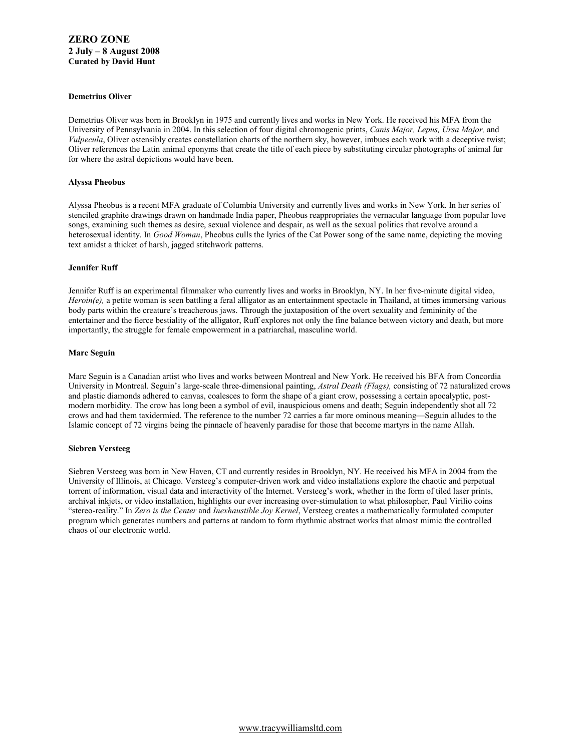## ZERO ZONE

**2 July – 8 August 2008**
**Curated by David Hunt**

**Demetrius Oliver**

Demetrius Oliver was born in Brooklyn in 1975 and currently lives and works in New York. He received his MFA from the University of Pennsylvania in 2004. In this selection of four digital chromogenic prints, *Canis Major, Lepus, Ursa Major,* and *Vulpecula*, Oliver ostensibly creates constellation charts of the northern sky, however, imbues each work with a deceptive twist; Oliver references the Latin animal eponyms that create the title of each piece by substituting circular photographs of animal fur for where the astral depictions would have been.

**Alyssa Pheobus**

Alyssa Pheobus is a recent MFA graduate of Columbia University and currently lives and works in New York. In her series of stenciled graphite drawings drawn on handmade India paper, Pheobus reappropriates the vernacular language from popular love songs, examining such themes as desire, sexual violence and despair, as well as the sexual politics that revolve around a heterosexual identity. In *Good Woman*, Pheobus culls the lyrics of the Cat Power song of the same name, depicting the moving text amidst a thicket of harsh, jagged stitchwork patterns.

**Jennifer Ruff**

Jennifer Ruff is an experimental filmmaker who currently lives and works in Brooklyn, NY. In her five-minute digital video, *Heroin(e),* a petite woman is seen battling a feral alligator as an entertainment spectacle in Thailand, at times immersing various body parts within the creature's treacherous jaws. Through the juxtaposition of the overt sexuality and femininity of the entertainer and the fierce bestiality of the alligator, Ruff explores not only the fine balance between victory and death, but more importantly, the struggle for female empowerment in a patriarchal, masculine world.

**Marc Seguin**

Marc Seguin is a Canadian artist who lives and works between Montreal and New York. He received his BFA from Concordia University in Montreal. Seguin's large-scale three-dimensional painting, *Astral Death (Flags),* consisting of 72 naturalized crows and plastic diamonds adhered to canvas, coalesces to form the shape of a giant crow, possessing a certain apocalyptic, post-modern morbidity. The crow has long been a symbol of evil, inauspicious omens and death; Seguin independently shot all 72 crows and had them taxidermied. The reference to the number 72 carries a far more ominous meaning—Seguin alludes to the Islamic concept of 72 virgins being the pinnacle of heavenly paradise for those that become martyrs in the name Allah.

**Siebren Versteeg**

Siebren Versteeg was born in New Haven, CT and currently resides in Brooklyn, NY. He received his MFA in 2004 from the University of Illinois, at Chicago. Versteeg's computer-driven work and video installations explore the chaotic and perpetual torrent of information, visual data and interactivity of the Internet. Versteeg's work, whether in the form of tiled laser prints, archival inkjets, or video installation, highlights our ever increasing over-stimulation to what philosopher, Paul Virilio coins "stereo-reality." In *Zero is the Center* and *Inexhaustible Joy Kernel*, Versteeg creates a mathematically formulated computer program which generates numbers and patterns at random to form rhythmic abstract works that almost mimic the controlled chaos of our electronic world.

www.tracywilliamsltd.com